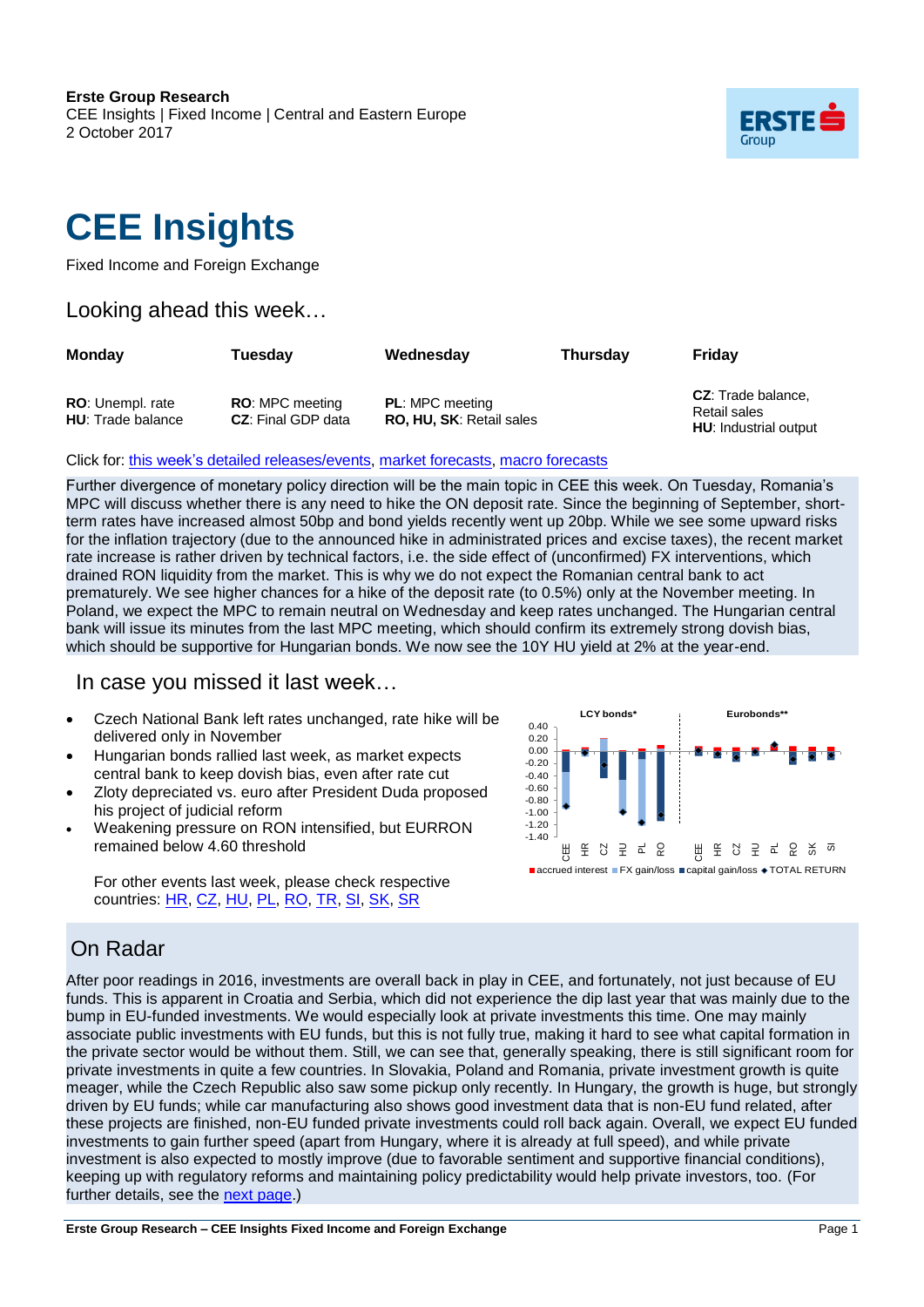**Erste Group Research**
CEE Insights | Fixed Income | Central and Eastern Europe
2 October 2017

# CEE Insights

Fixed Income and Foreign Exchange

## Looking ahead this week…

| Monday | Tuesday | Wednesday | Thursday | Friday |
|---|---|---|---|---|
| **RO**: Unempl. rate<br>**HU**: Trade balance | **RO**: MPC meeting<br>**CZ**: Final GDP data | **PL**: MPC meeting<br>**RO, HU, SK**: Retail sales | | **CZ**: Trade balance, Retail sales<br>**HU**: Industrial output |

Click for: this week's detailed releases/events, market forecasts, macro forecasts

Further divergence of monetary policy direction will be the main topic in CEE this week. On Tuesday, Romania's MPC will discuss whether there is any need to hike the ON deposit rate. Since the beginning of September, short-term rates have increased almost 50bp and bond yields recently went up 20bp. While we see some upward risks for the inflation trajectory (due to the announced hike in administrated prices and excise taxes), the recent market rate increase is rather driven by technical factors, i.e. the side effect of (unconfirmed) FX interventions, which drained RON liquidity from the market. This is why we do not expect the Romanian central bank to act prematurely. We see higher chances for a hike of the deposit rate (to 0.5%) only at the November meeting. In Poland, we expect the MPC to remain neutral on Wednesday and keep rates unchanged. The Hungarian central bank will issue its minutes from the last MPC meeting, which should confirm its extremely strong dovish bias, which should be supportive for Hungarian bonds. We now see the 10Y HU yield at 2% at the year-end.

## In case you missed it last week…

- Czech National Bank left rates unchanged, rate hike will be delivered only in November
- Hungarian bonds rallied last week, as market expects central bank to keep dovish bias, even after rate cut
- Zloty depreciated vs. euro after President Duda proposed his project of judicial reform
- Weakening pressure on RON intensified, but EURRON remained below 4.60 threshold

For other events last week, please check respective countries: HR, CZ, HU, PL, RO, TR, SI, SK, SR

## On Radar

After poor readings in 2016, investments are overall back in play in CEE, and fortunately, not just because of EU funds. This is apparent in Croatia and Serbia, which did not experience the dip last year that was mainly due to the bump in EU-funded investments. We would especially look at private investments this time. One may mainly associate public investments with EU funds, but this is not fully true, making it hard to see what capital formation in the private sector would be without them. Still, we can see that, generally speaking, there is still significant room for private investments in quite a few countries. In Slovakia, Poland and Romania, private investment growth is quite meager, while the Czech Republic also saw some pickup only recently. In Hungary, the growth is huge, but strongly driven by EU funds; while car manufacturing also shows good investment data that is non-EU fund related, after these projects are finished, non-EU funded private investments could roll back again. Overall, we expect EU funded investments to gain further speed (apart from Hungary, where it is already at full speed), and while private investment is also expected to mostly improve (due to favorable sentiment and supportive financial conditions), keeping up with regulatory reforms and maintaining policy predictability would help private investors, too. (For further details, see the next page.)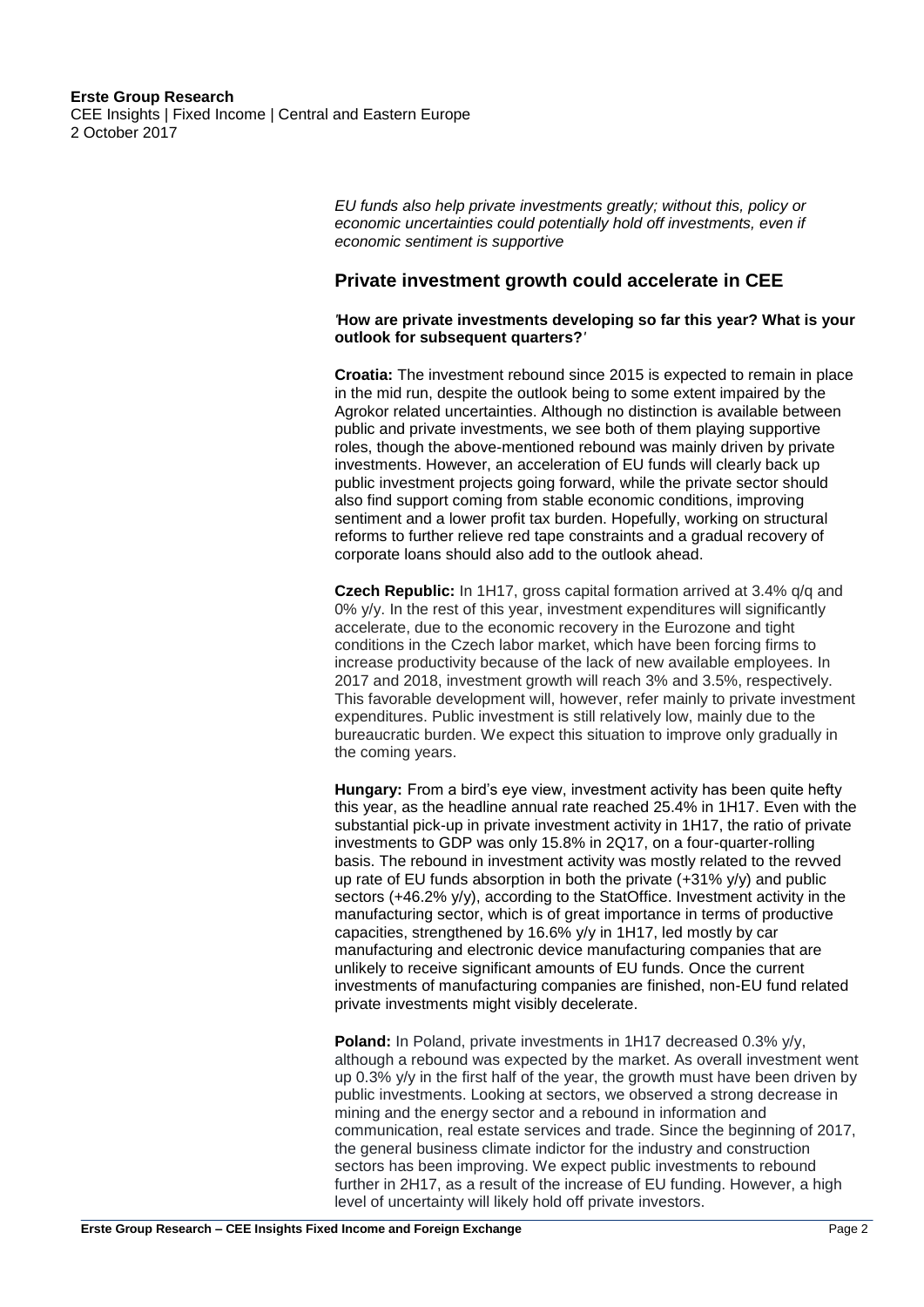*EU funds also help private investments greatly; without this, policy or economic uncertainties could potentially hold off investments, even if economic sentiment is supportive*

## Private investment growth could accelerate in CEE

***'*How are private investments developing so far this year? What is your outlook for subsequent quarters?*'***

**Croatia:** The investment rebound since 2015 is expected to remain in place in the mid run, despite the outlook being to some extent impaired by the Agrokor related uncertainties. Although no distinction is available between public and private investments, we see both of them playing supportive roles, though the above-mentioned rebound was mainly driven by private investments. However, an acceleration of EU funds will clearly back up public investment projects going forward, while the private sector should also find support coming from stable economic conditions, improving sentiment and a lower profit tax burden. Hopefully, working on structural reforms to further relieve red tape constraints and a gradual recovery of corporate loans should also add to the outlook ahead.

**Czech Republic:** In 1H17, gross capital formation arrived at 3.4% q/q and 0% y/y. In the rest of this year, investment expenditures will significantly accelerate, due to the economic recovery in the Eurozone and tight conditions in the Czech labor market, which have been forcing firms to increase productivity because of the lack of new available employees. In 2017 and 2018, investment growth will reach 3% and 3.5%, respectively. This favorable development will, however, refer mainly to private investment expenditures. Public investment is still relatively low, mainly due to the bureaucratic burden. We expect this situation to improve only gradually in the coming years.

**Hungary:** From a bird's eye view, investment activity has been quite hefty this year, as the headline annual rate reached 25.4% in 1H17. Even with the substantial pick-up in private investment activity in 1H17, the ratio of private investments to GDP was only 15.8% in 2Q17, on a four-quarter-rolling basis. The rebound in investment activity was mostly related to the revved up rate of EU funds absorption in both the private (+31% y/y) and public sectors (+46.2% y/y), according to the StatOffice. Investment activity in the manufacturing sector, which is of great importance in terms of productive capacities, strengthened by 16.6% y/y in 1H17, led mostly by car manufacturing and electronic device manufacturing companies that are unlikely to receive significant amounts of EU funds. Once the current investments of manufacturing companies are finished, non-EU fund related private investments might visibly decelerate.

**Poland:** In Poland, private investments in 1H17 decreased 0.3% y/y, although a rebound was expected by the market. As overall investment went up 0.3% y/y in the first half of the year, the growth must have been driven by public investments. Looking at sectors, we observed a strong decrease in mining and the energy sector and a rebound in information and communication, real estate services and trade. Since the beginning of 2017, the general business climate indictor for the industry and construction sectors has been improving. We expect public investments to rebound further in 2H17, as a result of the increase of EU funding. However, a high level of uncertainty will likely hold off private investors.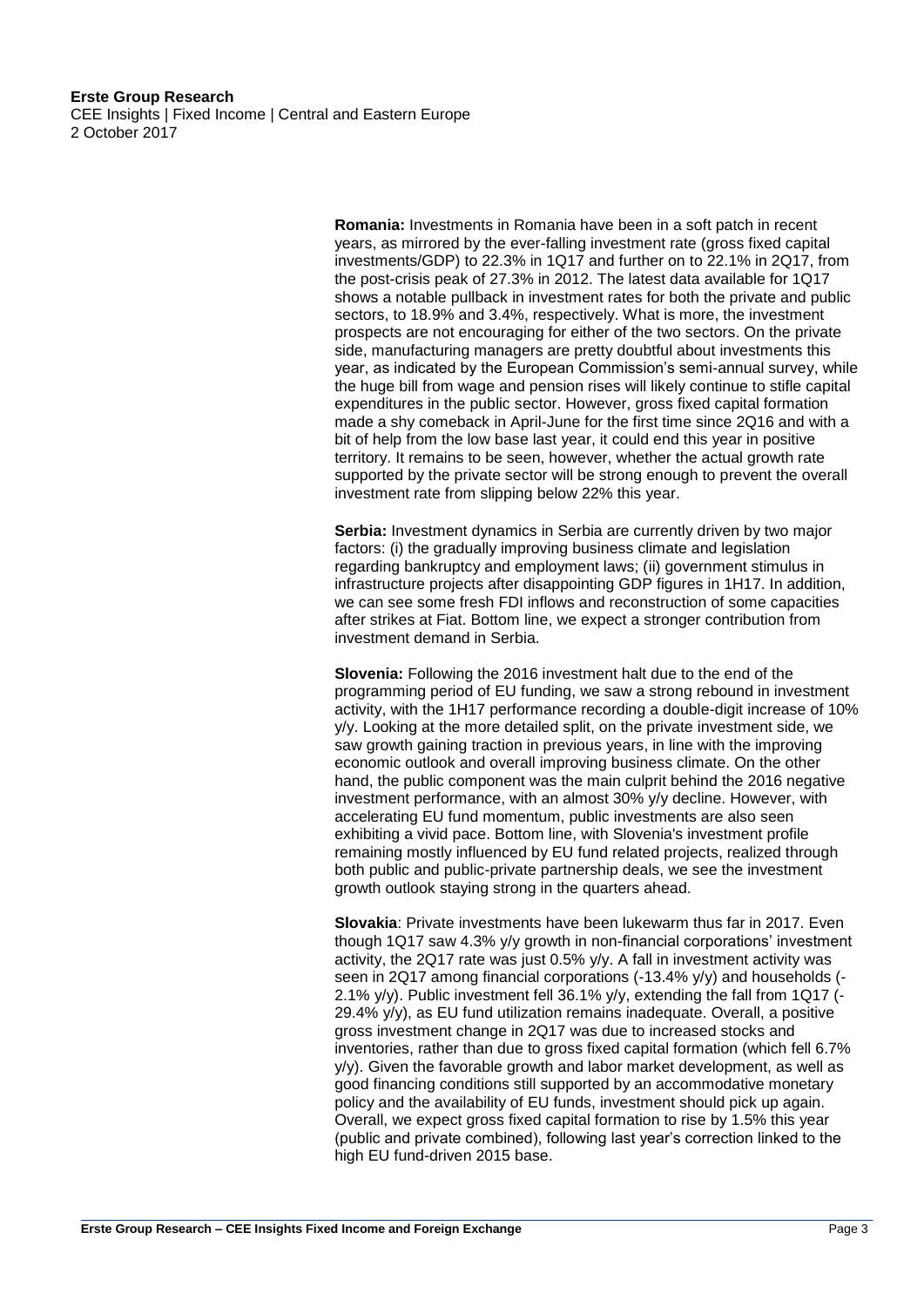**Romania:** Investments in Romania have been in a soft patch in recent years, as mirrored by the ever-falling investment rate (gross fixed capital investments/GDP) to 22.3% in 1Q17 and further on to 22.1% in 2Q17, from the post-crisis peak of 27.3% in 2012. The latest data available for 1Q17 shows a notable pullback in investment rates for both the private and public sectors, to 18.9% and 3.4%, respectively. What is more, the investment prospects are not encouraging for either of the two sectors. On the private side, manufacturing managers are pretty doubtful about investments this year, as indicated by the European Commission's semi-annual survey, while the huge bill from wage and pension rises will likely continue to stifle capital expenditures in the public sector. However, gross fixed capital formation made a shy comeback in April-June for the first time since 2Q16 and with a bit of help from the low base last year, it could end this year in positive territory. It remains to be seen, however, whether the actual growth rate supported by the private sector will be strong enough to prevent the overall investment rate from slipping below 22% this year.

**Serbia:** Investment dynamics in Serbia are currently driven by two major factors: (i) the gradually improving business climate and legislation regarding bankruptcy and employment laws; (ii) government stimulus in infrastructure projects after disappointing GDP figures in 1H17. In addition, we can see some fresh FDI inflows and reconstruction of some capacities after strikes at Fiat. Bottom line, we expect a stronger contribution from investment demand in Serbia.

**Slovenia:** Following the 2016 investment halt due to the end of the programming period of EU funding, we saw a strong rebound in investment activity, with the 1H17 performance recording a double-digit increase of 10% y/y. Looking at the more detailed split, on the private investment side, we saw growth gaining traction in previous years, in line with the improving economic outlook and overall improving business climate. On the other hand, the public component was the main culprit behind the 2016 negative investment performance, with an almost 30% y/y decline. However, with accelerating EU fund momentum, public investments are also seen exhibiting a vivid pace. Bottom line, with Slovenia's investment profile remaining mostly influenced by EU fund related projects, realized through both public and public-private partnership deals, we see the investment growth outlook staying strong in the quarters ahead.

**Slovakia**: Private investments have been lukewarm thus far in 2017. Even though 1Q17 saw 4.3% y/y growth in non-financial corporations' investment activity, the 2Q17 rate was just 0.5% y/y. A fall in investment activity was seen in 2Q17 among financial corporations (-13.4% y/y) and households (-2.1% y/y). Public investment fell 36.1% y/y, extending the fall from 1Q17 (-29.4% y/y), as EU fund utilization remains inadequate. Overall, a positive gross investment change in 2Q17 was due to increased stocks and inventories, rather than due to gross fixed capital formation (which fell 6.7% y/y). Given the favorable growth and labor market development, as well as good financing conditions still supported by an accommodative monetary policy and the availability of EU funds, investment should pick up again. Overall, we expect gross fixed capital formation to rise by 1.5% this year (public and private combined), following last year's correction linked to the high EU fund-driven 2015 base.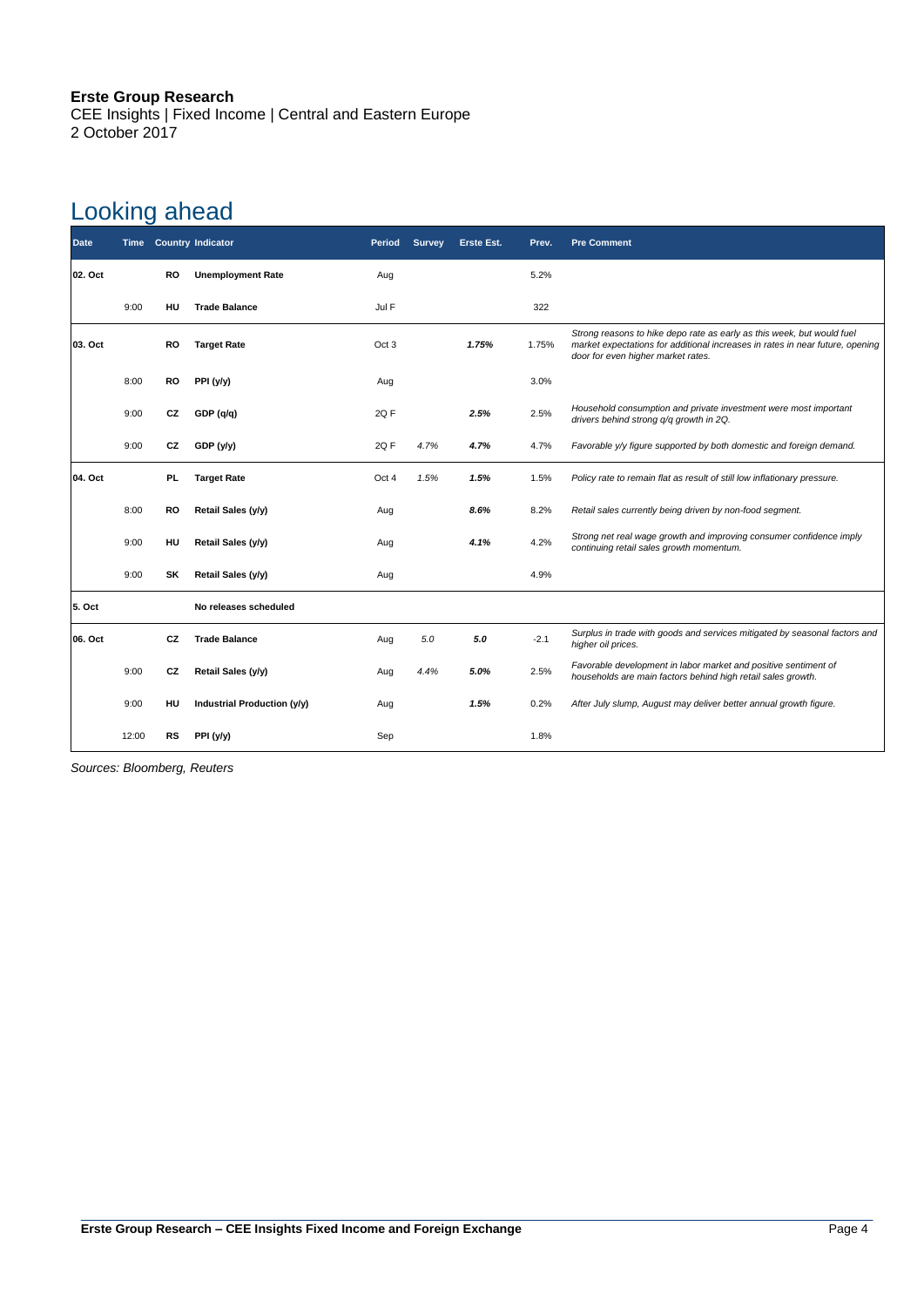**Erste Group Research**
CEE Insights | Fixed Income | Central and Eastern Europe
2 October 2017

# Looking ahead

| Date | Time | Country | Indicator | Period | Survey | Erste Est. | Prev. | Pre Comment |
|---|---|---|---|---|---|---|---|---|
| 02. Oct | | RO | **Unemployment Rate** | Aug | | | 5.2% | |
| | 9:00 | HU | **Trade Balance** | Jul F | | | 322 | |
| 03. Oct | | RO | **Target Rate** | Oct 3 | | ***1.75%*** | 1.75% | *Strong reasons to hike depo rate as early as this week, but would fuel market expectations for additional increases in rates in near future, opening door for even higher market rates.* |
| | 8:00 | RO | **PPI (y/y)** | Aug | | | 3.0% | |
| | 9:00 | CZ | **GDP (q/q)** | 2Q F | | ***2.5%*** | 2.5% | *Household consumption and private investment were most important drivers behind strong q/q growth in 2Q.* |
| | 9:00 | CZ | **GDP (y/y)** | 2Q F | *4.7%* | ***4.7%*** | 4.7% | *Favorable y/y figure supported by both domestic and foreign demand.* |
| 04. Oct | | PL | **Target Rate** | Oct 4 | *1.5%* | ***1.5%*** | 1.5% | *Policy rate to remain flat as result of still low inflationary pressure.* |
| | 8:00 | RO | **Retail Sales (y/y)** | Aug | | ***8.6%*** | 8.2% | *Retail sales currently being driven by non-food segment.* |
| | 9:00 | HU | **Retail Sales (y/y)** | Aug | | ***4.1%*** | 4.2% | *Strong net real wage growth and improving consumer confidence imply continuing retail sales growth momentum.* |
| | 9:00 | SK | **Retail Sales (y/y)** | Aug | | | 4.9% | |
| 5. Oct | | | **No releases scheduled** | | | | | |
| 06. Oct | | CZ | **Trade Balance** | Aug | *5.0* | ***5.0*** | -2.1 | *Surplus in trade with goods and services mitigated by seasonal factors and higher oil prices.* |
| | 9:00 | CZ | **Retail Sales (y/y)** | Aug | *4.4%* | ***5.0%*** | 2.5% | *Favorable development in labor market and positive sentiment of households are main factors behind high retail sales growth.* |
| | 9:00 | HU | **Industrial Production (y/y)** | Aug | | ***1.5%*** | 0.2% | *After July slump, August may deliver better annual growth figure.* |
| | 12:00 | RS | **PPI (y/y)** | Sep | | | 1.8% | |

*Sources: Bloomberg, Reuters*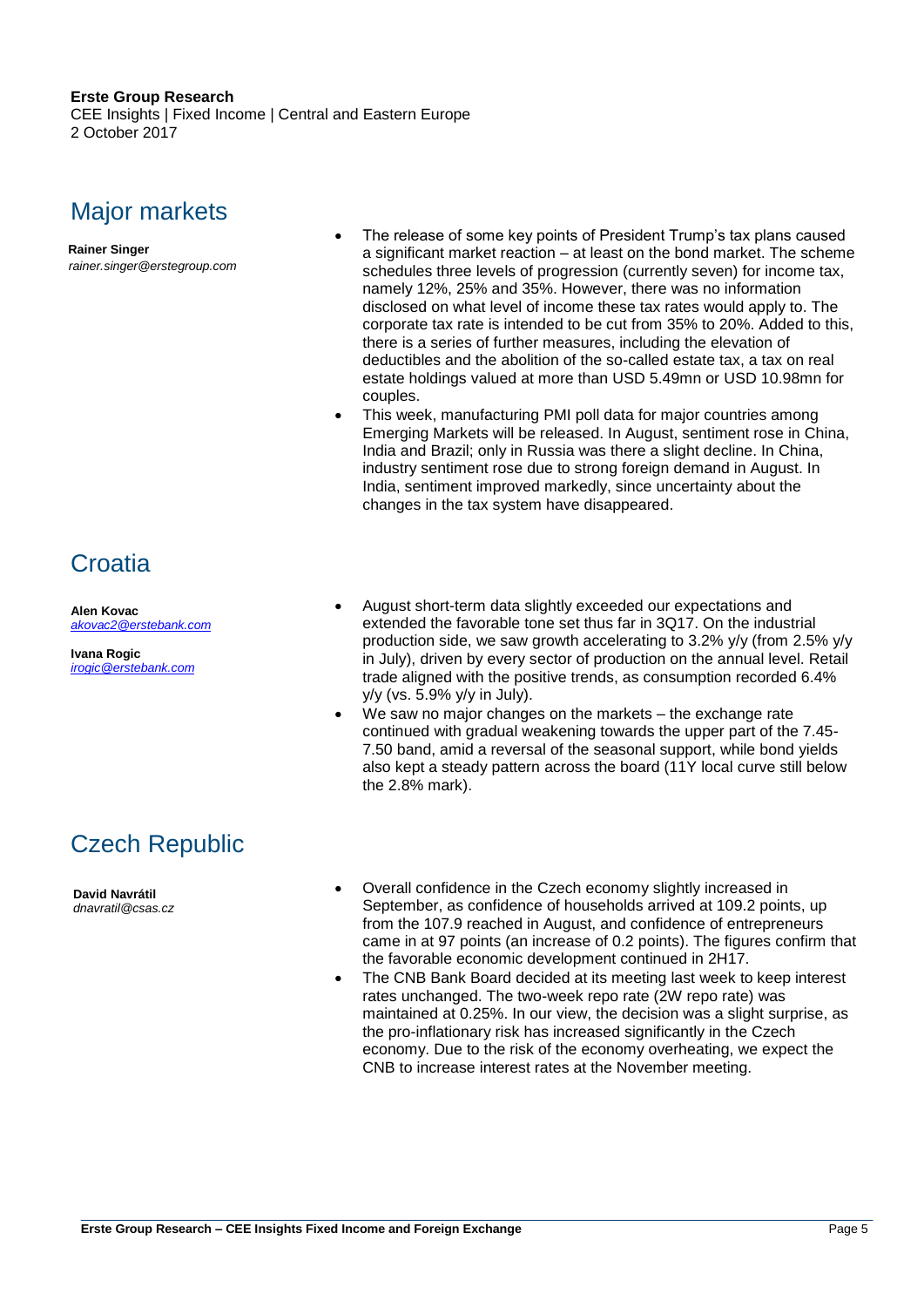**Erste Group Research**
CEE Insights | Fixed Income | Central and Eastern Europe
2 October 2017

## Major markets

**Rainer Singer**
*rainer.singer@erstegroup.com*

- The release of some key points of President Trump's tax plans caused a significant market reaction – at least on the bond market. The scheme schedules three levels of progression (currently seven) for income tax, namely 12%, 25% and 35%. However, there was no information disclosed on what level of income these tax rates would apply to. The corporate tax rate is intended to be cut from 35% to 20%. Added to this, there is a series of further measures, including the elevation of deductibles and the abolition of the so-called estate tax, a tax on real estate holdings valued at more than USD 5.49mn or USD 10.98mn for couples.
- This week, manufacturing PMI poll data for major countries among Emerging Markets will be released. In August, sentiment rose in China, India and Brazil; only in Russia was there a slight decline. In China, industry sentiment rose due to strong foreign demand in August. In India, sentiment improved markedly, since uncertainty about the changes in the tax system have disappeared.

## Croatia

**Alen Kovac**
*akovac2@erstebank.com*

**Ivana Rogic**
*irogic@erstebank.com*

- August short-term data slightly exceeded our expectations and extended the favorable tone set thus far in 3Q17. On the industrial production side, we saw growth accelerating to 3.2% y/y (from 2.5% y/y in July), driven by every sector of production on the annual level. Retail trade aligned with the positive trends, as consumption recorded 6.4% y/y (vs. 5.9% y/y in July).
- We saw no major changes on the markets – the exchange rate continued with gradual weakening towards the upper part of the 7.45-7.50 band, amid a reversal of the seasonal support, while bond yields also kept a steady pattern across the board (11Y local curve still below the 2.8% mark).

## Czech Republic

**David Navrátil**
*dnavratil@csas.cz*

- Overall confidence in the Czech economy slightly increased in September, as confidence of households arrived at 109.2 points, up from the 107.9 reached in August, and confidence of entrepreneurs came in at 97 points (an increase of 0.2 points). The figures confirm that the favorable economic development continued in 2H17.
- The CNB Bank Board decided at its meeting last week to keep interest rates unchanged. The two-week repo rate (2W repo rate) was maintained at 0.25%. In our view, the decision was a slight surprise, as the pro-inflationary risk has increased significantly in the Czech economy. Due to the risk of the economy overheating, we expect the CNB to increase interest rates at the November meeting.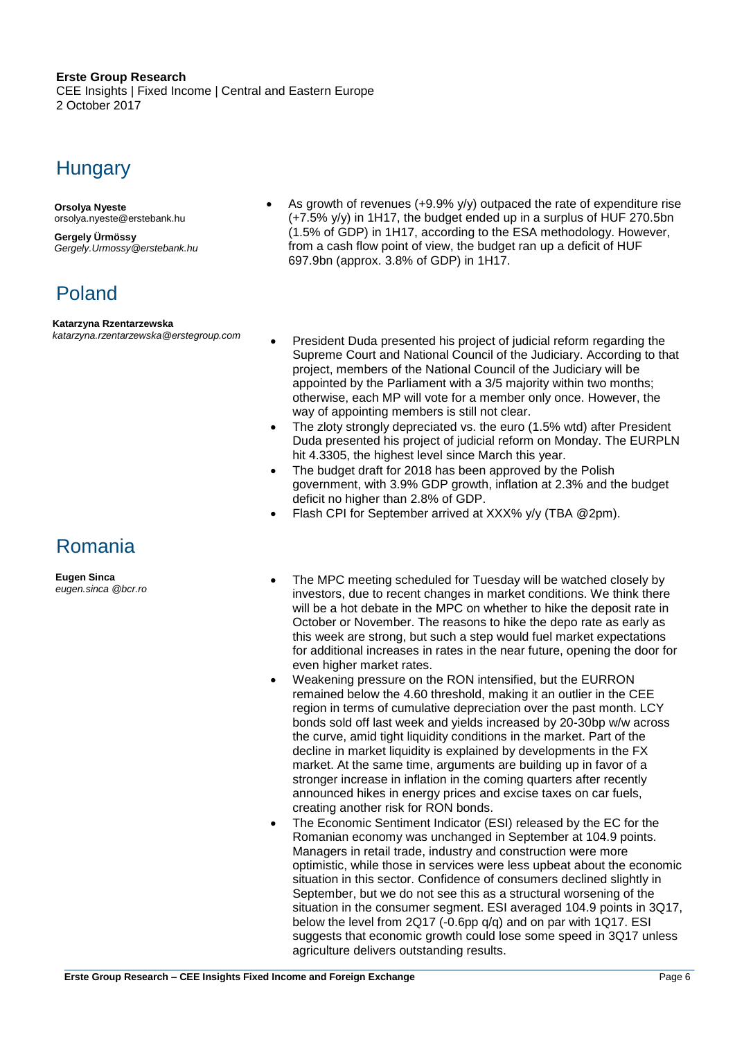**Erste Group Research**
CEE Insights | Fixed Income | Central and Eastern Europe
2 October 2017

## Hungary

**Orsolya Nyeste**
orsolya.nyeste@erstebank.hu

**Gergely Ürmössy**
*Gergely.Urmossy@erstebank.hu*

- As growth of revenues (+9.9% y/y) outpaced the rate of expenditure rise (+7.5% y/y) in 1H17, the budget ended up in a surplus of HUF 270.5bn (1.5% of GDP) in 1H17, according to the ESA methodology. However, from a cash flow point of view, the budget ran up a deficit of HUF 697.9bn (approx. 3.8% of GDP) in 1H17.

## Poland

**Katarzyna Rzentarzewska**
*katarzyna.rzentarzewska@erstegroup.com*

- President Duda presented his project of judicial reform regarding the Supreme Court and National Council of the Judiciary. According to that project, members of the National Council of the Judiciary will be appointed by the Parliament with a 3/5 majority within two months; otherwise, each MP will vote for a member only once. However, the way of appointing members is still not clear.
- The zloty strongly depreciated vs. the euro (1.5% wtd) after President Duda presented his project of judicial reform on Monday. The EURPLN hit 4.3305, the highest level since March this year.
- The budget draft for 2018 has been approved by the Polish government, with 3.9% GDP growth, inflation at 2.3% and the budget deficit no higher than 2.8% of GDP.
- Flash CPI for September arrived at XXX% y/y (TBA @2pm).

## Romania

**Eugen Sinca**
*eugen.sinca @bcr.ro*

- The MPC meeting scheduled for Tuesday will be watched closely by investors, due to recent changes in market conditions. We think there will be a hot debate in the MPC on whether to hike the deposit rate in October or November. The reasons to hike the depo rate as early as this week are strong, but such a step would fuel market expectations for additional increases in rates in the near future, opening the door for even higher market rates.
- Weakening pressure on the RON intensified, but the EURRON remained below the 4.60 threshold, making it an outlier in the CEE region in terms of cumulative depreciation over the past month. LCY bonds sold off last week and yields increased by 20-30bp w/w across the curve, amid tight liquidity conditions in the market. Part of the decline in market liquidity is explained by developments in the FX market. At the same time, arguments are building up in favor of a stronger increase in inflation in the coming quarters after recently announced hikes in energy prices and excise taxes on car fuels, creating another risk for RON bonds.
- The Economic Sentiment Indicator (ESI) released by the EC for the Romanian economy was unchanged in September at 104.9 points. Managers in retail trade, industry and construction were more optimistic, while those in services were less upbeat about the economic situation in this sector. Confidence of consumers declined slightly in September, but we do not see this as a structural worsening of the situation in the consumer segment. ESI averaged 104.9 points in 3Q17, below the level from 2Q17 (-0.6pp q/q) and on par with 1Q17. ESI suggests that economic growth could lose some speed in 3Q17 unless agriculture delivers outstanding results.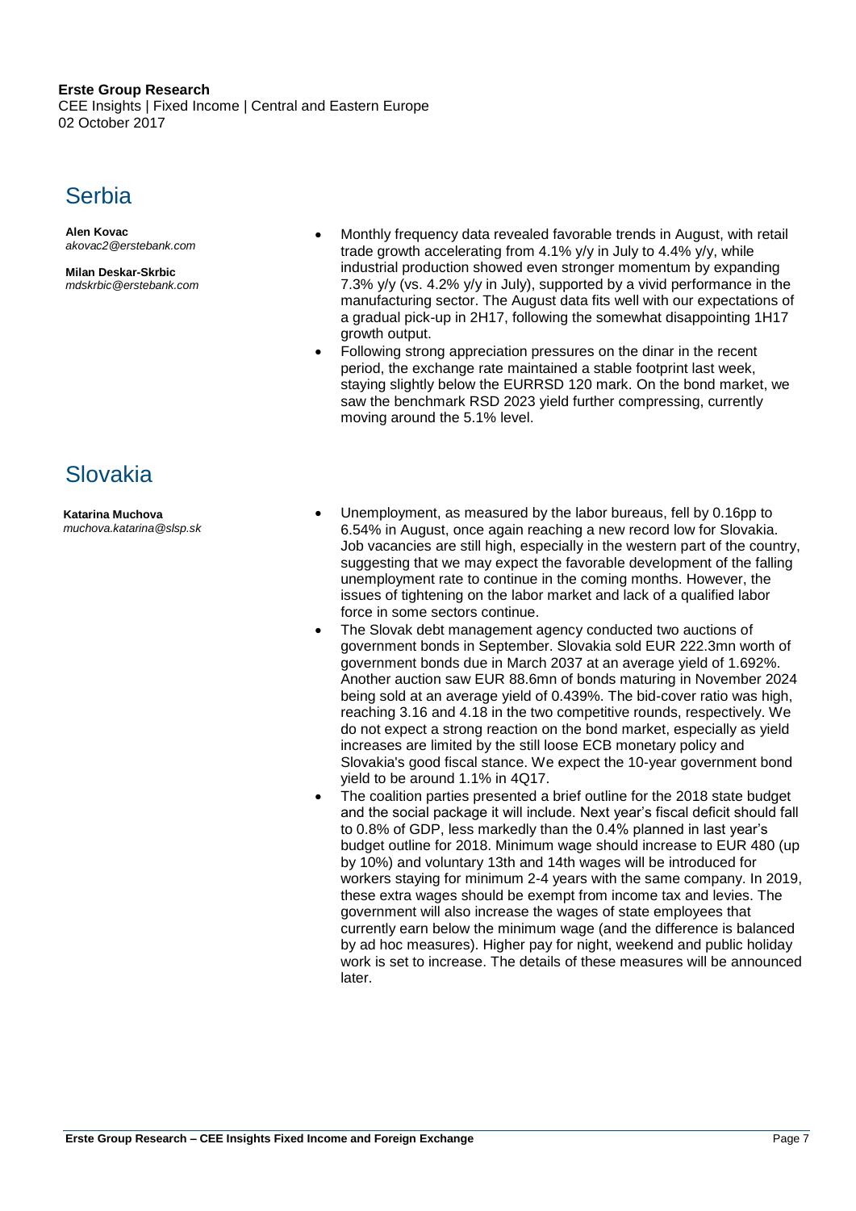## Serbia

**Alen Kovac**
*akovac2@erstebank.com*

**Milan Deskar-Skrbic**
*mdskrbic@erstebank.com*

- Monthly frequency data revealed favorable trends in August, with retail trade growth accelerating from 4.1% y/y in July to 4.4% y/y, while industrial production showed even stronger momentum by expanding 7.3% y/y (vs. 4.2% y/y in July), supported by a vivid performance in the manufacturing sector. The August data fits well with our expectations of a gradual pick-up in 2H17, following the somewhat disappointing 1H17 growth output.
- Following strong appreciation pressures on the dinar in the recent period, the exchange rate maintained a stable footprint last week, staying slightly below the EURRSD 120 mark. On the bond market, we saw the benchmark RSD 2023 yield further compressing, currently moving around the 5.1% level.

## Slovakia

**Katarina Muchova**
*muchova.katarina@slsp.sk*

- Unemployment, as measured by the labor bureaus, fell by 0.16pp to 6.54% in August, once again reaching a new record low for Slovakia. Job vacancies are still high, especially in the western part of the country, suggesting that we may expect the favorable development of the falling unemployment rate to continue in the coming months. However, the issues of tightening on the labor market and lack of a qualified labor force in some sectors continue.
- The Slovak debt management agency conducted two auctions of government bonds in September. Slovakia sold EUR 222.3mn worth of government bonds due in March 2037 at an average yield of 1.692%. Another auction saw EUR 88.6mn of bonds maturing in November 2024 being sold at an average yield of 0.439%. The bid-cover ratio was high, reaching 3.16 and 4.18 in the two competitive rounds, respectively. We do not expect a strong reaction on the bond market, especially as yield increases are limited by the still loose ECB monetary policy and Slovakia's good fiscal stance. We expect the 10-year government bond yield to be around 1.1% in 4Q17.
- The coalition parties presented a brief outline for the 2018 state budget and the social package it will include. Next year's fiscal deficit should fall to 0.8% of GDP, less markedly than the 0.4% planned in last year's budget outline for 2018. Minimum wage should increase to EUR 480 (up by 10%) and voluntary 13th and 14th wages will be introduced for workers staying for minimum 2-4 years with the same company. In 2019, these extra wages should be exempt from income tax and levies. The government will also increase the wages of state employees that currently earn below the minimum wage (and the difference is balanced by ad hoc measures). Higher pay for night, weekend and public holiday work is set to increase. The details of these measures will be announced later.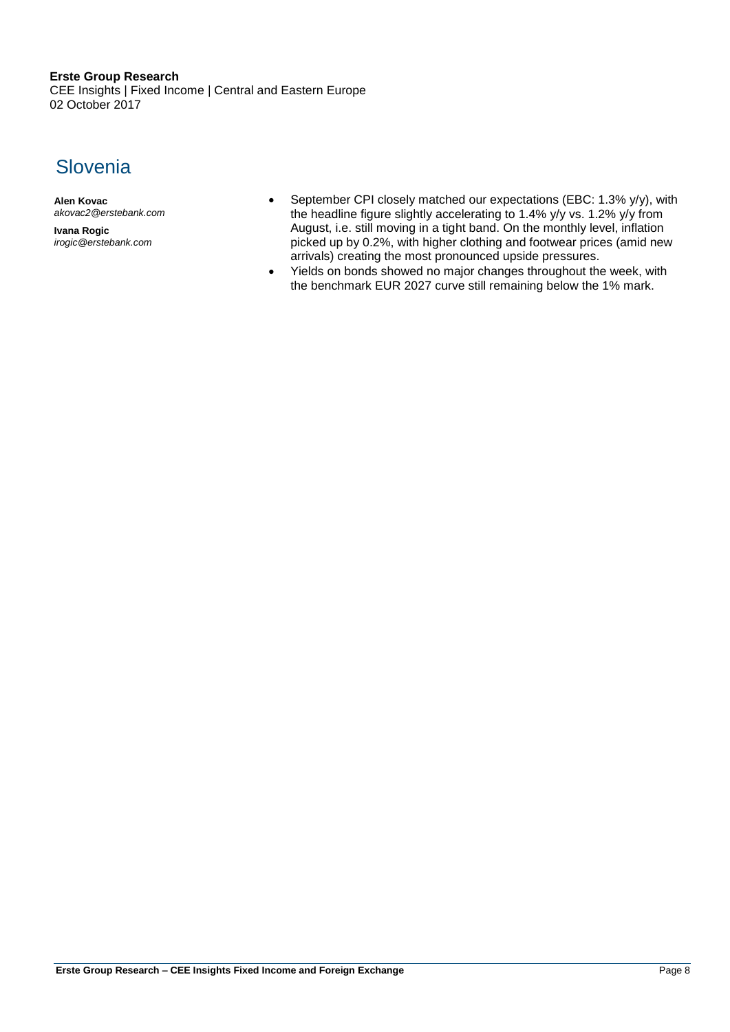# Slovenia

**Alen Kovac**
*akovac2@erstebank.com*

**Ivana Rogic**
*irogic@erstebank.com*

- September CPI closely matched our expectations (EBC: 1.3% y/y), with the headline figure slightly accelerating to 1.4% y/y vs. 1.2% y/y from August, i.e. still moving in a tight band. On the monthly level, inflation picked up by 0.2%, with higher clothing and footwear prices (amid new arrivals) creating the most pronounced upside pressures.
- Yields on bonds showed no major changes throughout the week, with the benchmark EUR 2027 curve still remaining below the 1% mark.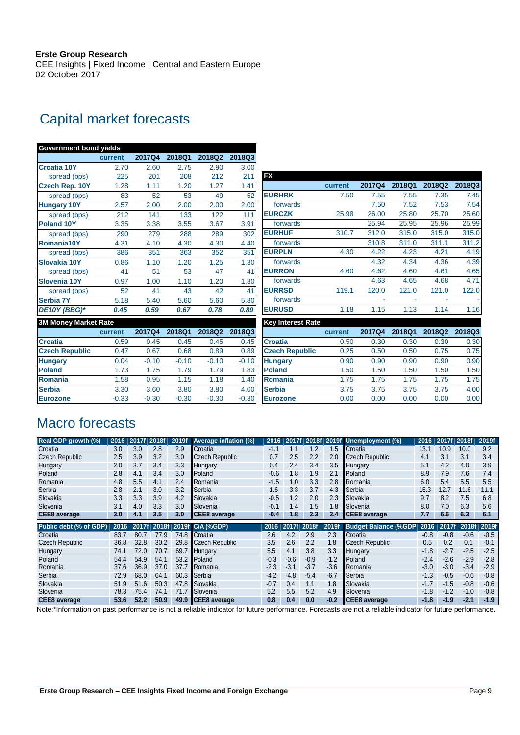Erste Group Research
CEE Insights | Fixed Income | Central and Eastern Europe
02 October 2017

# Capital market forecasts

| Government bond yields | current | 2017Q4 | 2018Q1 | 2018Q2 | 2018Q3 |
|---|---|---|---|---|---|
| **Croatia 10Y** | 2.70 | 2.60 | 2.75 | 2.90 | 3.00 |
| spread (bps) | 225 | 201 | 208 | 212 | 211 |
| **Czech Rep. 10Y** | 1.28 | 1.11 | 1.20 | 1.27 | 1.41 |
| spread (bps) | 83 | 52 | 53 | 49 | 52 |
| **Hungary 10Y** | 2.57 | 2.00 | 2.00 | 2.00 | 2.00 |
| spread (bps) | 212 | 141 | 133 | 122 | 111 |
| **Poland 10Y** | 3.35 | 3.38 | 3.55 | 3.67 | 3.91 |
| spread (bps) | 290 | 279 | 288 | 289 | 302 |
| **Romania10Y** | 4.31 | 4.10 | 4.30 | 4.30 | 4.40 |
| spread (bps) | 386 | 351 | 363 | 352 | 351 |
| **Slovakia 10Y** | 0.86 | 1.10 | 1.20 | 1.25 | 1.30 |
| spread (bps) | 41 | 51 | 53 | 47 | 41 |
| **Slovenia 10Y** | 0.97 | 1.00 | 1.10 | 1.20 | 1.30 |
| spread (bps) | 52 | 41 | 43 | 42 | 41 |
| **Serbia 7Y** | 5.18 | 5.40 | 5.60 | 5.60 | 5.80 |
| ***DE10Y (BBG)**** | ***0.45*** | ***0.59*** | ***0.67*** | ***0.78*** | ***0.89*** |

| FX | current | 2017Q4 | 2018Q1 | 2018Q2 | 2018Q3 |
|---|---|---|---|---|---|
| **EURHRK** | 7.50 | 7.55 | 7.55 | 7.35 | 7.45 |
| forwards | | 7.50 | 7.52 | 7.53 | 7.54 |
| **EURCZK** | 25.98 | 26.00 | 25.80 | 25.70 | 25.60 |
| forwards | | 25.94 | 25.95 | 25.96 | 25.99 |
| **EURHUF** | 310.7 | 312.0 | 315.0 | 315.0 | 315.0 |
| forwards | | 310.8 | 311.0 | 311.1 | 311.2 |
| **EURPLN** | 4.30 | 4.22 | 4.23 | 4.21 | 4.19 |
| forwards | | 4.32 | 4.34 | 4.36 | 4.39 |
| **EURRON** | 4.60 | 4.62 | 4.60 | 4.61 | 4.65 |
| forwards | | 4.63 | 4.65 | 4.68 | 4.71 |
| **EURRSD** | 119.1 | 120.0 | 121.0 | 121.0 | 122.0 |
| forwards | | - | - | - | - |
| **EURUSD** | 1.18 | 1.15 | 1.13 | 1.14 | 1.16 |

| 3M Money Market Rate | current | 2017Q4 | 2018Q1 | 2018Q2 | 2018Q3 |
|---|---|---|---|---|---|
| **Croatia** | 0.59 | 0.45 | 0.45 | 0.45 | 0.45 |
| **Czech Republic** | 0.47 | 0.67 | 0.68 | 0.89 | 0.89 |
| **Hungary** | 0.04 | -0.10 | -0.10 | -0.10 | -0.10 |
| **Poland** | 1.73 | 1.75 | 1.79 | 1.79 | 1.83 |
| **Romania** | 1.58 | 0.95 | 1.15 | 1.18 | 1.40 |
| **Serbia** | 3.30 | 3.60 | 3.80 | 3.80 | 4.00 |
| **Eurozone** | -0.33 | -0.30 | -0.30 | -0.30 | -0.30 |

| Key Interest Rate | current | 2017Q4 | 2018Q1 | 2018Q2 | 2018Q3 |
|---|---|---|---|---|---|
| **Croatia** | 0.50 | 0.30 | 0.30 | 0.30 | 0.30 |
| **Czech Republic** | 0.25 | 0.50 | 0.50 | 0.75 | 0.75 |
| **Hungary** | 0.90 | 0.90 | 0.90 | 0.90 | 0.90 |
| **Poland** | 1.50 | 1.50 | 1.50 | 1.50 | 1.50 |
| **Romania** | 1.75 | 1.75 | 1.75 | 1.75 | 1.75 |
| **Serbia** | 3.75 | 3.75 | 3.75 | 3.75 | 4.00 |
| **Eurozone** | 0.00 | 0.00 | 0.00 | 0.00 | 0.00 |

# Macro forecasts

| Real GDP growth (%) | 2016 | 2017f | 2018f | 2019f |
|---|---|---|---|---|
| Croatia | 3.0 | 3.0 | 2.8 | 2.9 |
| Czech Republic | 2.5 | 3.9 | 3.2 | 3.0 |
| Hungary | 2.0 | 3.7 | 3.4 | 3.3 |
| Poland | 2.8 | 4.1 | 3.4 | 3.0 |
| Romania | 4.8 | 5.5 | 4.1 | 2.4 |
| Serbia | 2.8 | 2.1 | 3.0 | 3.2 |
| Slovakia | 3.3 | 3.3 | 3.9 | 4.2 |
| Slovenia | 3.1 | 4.0 | 3.3 | 3.0 |
| **CEE8 average** | **3.0** | **4.1** | **3.5** | **3.0** |

| Average inflation (%) | 2016 | 2017f | 2018f | 2019f |
|---|---|---|---|---|
| Croatia | -1.1 | 1.1 | 1.2 | 1.5 |
| Czech Republic | 0.7 | 2.5 | 2.2 | 2.0 |
| Hungary | 0.4 | 2.4 | 3.4 | 3.5 |
| Poland | -0.6 | 1.8 | 1.9 | 2.1 |
| Romania | -1.5 | 1.0 | 3.3 | 2.8 |
| Serbia | 1.6 | 3.3 | 3.7 | 4.3 |
| Slovakia | -0.5 | 1.2 | 2.0 | 2.3 |
| Slovenia | -0.1 | 1.4 | 1.5 | 1.8 |
| **CEE8 average** | **-0.4** | **1.8** | **2.3** | **2.4** |

| Unemployment (%) | 2016 | 2017f | 2018f | 2019f |
|---|---|---|---|---|
| Croatia | 13.1 | 10.9 | 10.0 | 9.2 |
| Czech Republic | 4.1 | 3.1 | 3.1 | 3.4 |
| Hungary | 5.1 | 4.2 | 4.0 | 3.9 |
| Poland | 8.9 | 7.9 | 7.6 | 7.4 |
| Romania | 6.0 | 5.4 | 5.5 | 5.5 |
| Serbia | 15.3 | 12.7 | 11.6 | 11.1 |
| Slovakia | 9.7 | 8.2 | 7.5 | 6.8 |
| Slovenia | 8.0 | 7.0 | 6.3 | 5.6 |
| **CEE8 average** | **7.7** | **6.6** | **6.3** | **6.1** |

| Public debt (% of GDP) | 2016 | 2017f | 2018f | 2019f |
|---|---|---|---|---|
| Croatia | 83.7 | 80.7 | 77.9 | 74.8 |
| Czech Republic | 36.8 | 32.8 | 30.2 | 29.8 |
| Hungary | 74.1 | 72.0 | 70.7 | 69.7 |
| Poland | 54.4 | 54.9 | 54.1 | 53.2 |
| Romania | 37.6 | 36.9 | 37.0 | 37.7 |
| Serbia | 72.9 | 68.0 | 64.1 | 60.3 |
| Slovakia | 51.9 | 51.6 | 50.3 | 47.8 |
| Slovenia | 78.3 | 75.4 | 74.1 | 71.7 |
| **CEE8 average** | **53.6** | **52.2** | **50.9** | **49.9** |

| C/A (%GDP) | 2016 | 2017f | 2018f | 2019f |
|---|---|---|---|---|
| Croatia | 2.6 | 4.2 | 2.9 | 2.3 |
| Czech Republic | 3.5 | 2.6 | 2.2 | 1.8 |
| Hungary | 5.5 | 4.1 | 3.8 | 3.3 |
| Poland | -0.3 | -0.6 | -0.9 | -1.2 |
| Romania | -2.3 | -3.1 | -3.7 | -3.6 |
| Serbia | -4.2 | -4.8 | -5.4 | -6.7 |
| Slovakia | -0.7 | 0.4 | 1.1 | 1.8 |
| Slovenia | 5.2 | 5.5 | 5.2 | 4.9 |
| **CEE8 average** | **0.8** | **0.4** | **0.0** | **-0.2** |

| Budget Balance (%GDP) | 2016 | 2017f | 2018f | 2019f |
|---|---|---|---|---|
| Croatia | -0.8 | -0.8 | -0.6 | -0.5 |
| Czech Republic | 0.5 | 0.2 | 0.1 | -0.1 |
| Hungary | -1.8 | -2.7 | -2.5 | -2.5 |
| Poland | -2.4 | -2.6 | -2.9 | -2.8 |
| Romania | -3.0 | -3.0 | -3.4 | -2.9 |
| Serbia | -1.3 | -0.5 | -0.6 | -0.8 |
| Slovakia | -1.7 | -1.5 | -0.8 | -0.6 |
| Slovenia | -1.8 | -1.2 | -1.0 | -0.8 |
| **CEE8 average** | **-1.8** | **-1.9** | **-2.1** | **-1.9** |

Note:*Information on past performance is not a reliable indicator for future performance. Forecasts are not a reliable indicator for future performance.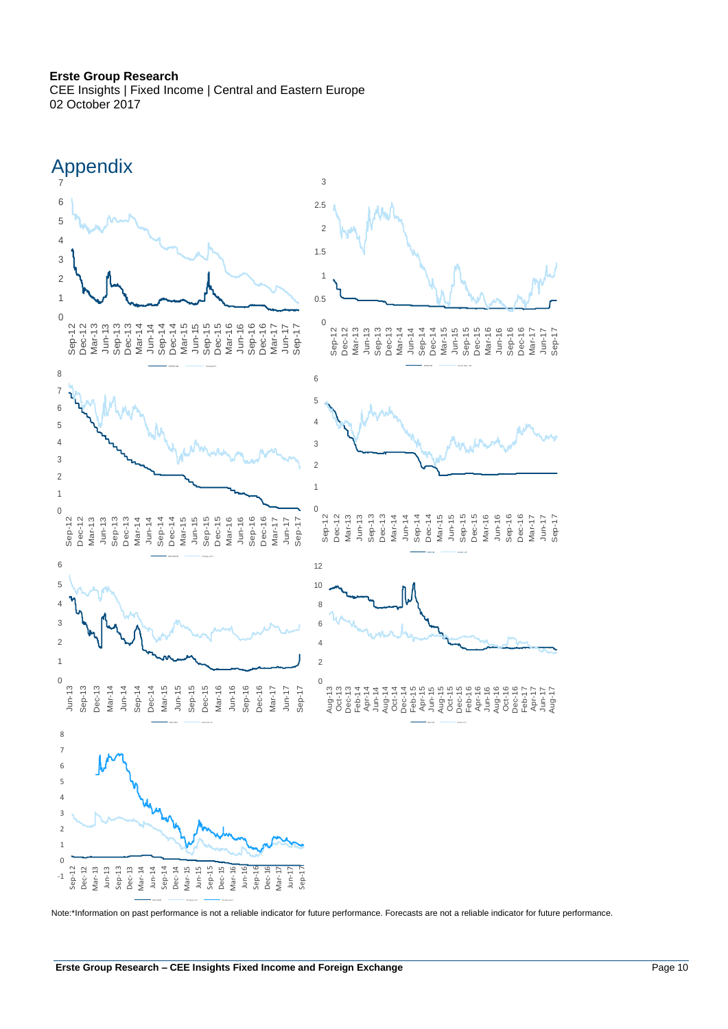# Appendix

Note:*Information on past performance is not a reliable indicator for future performance. Forecasts are not a reliable indicator for future performance.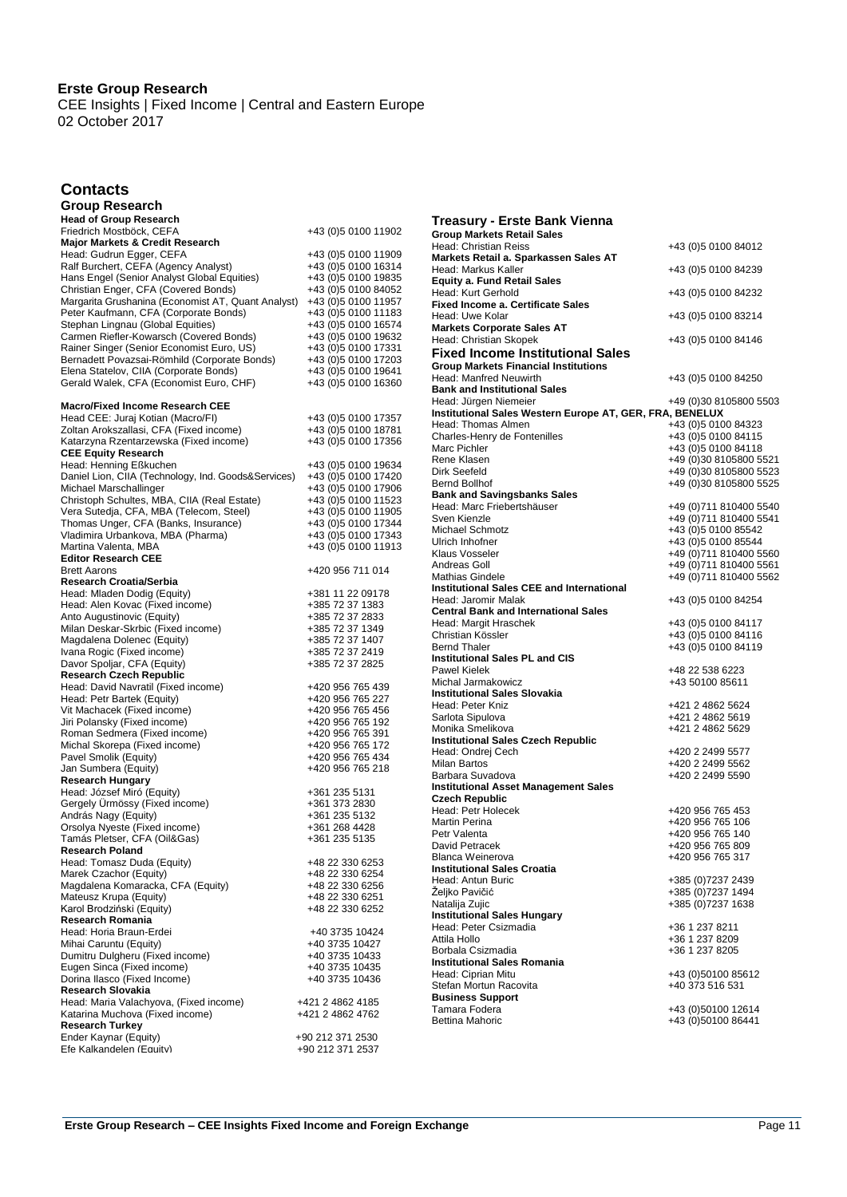**Erste Group Research**
CEE Insights | Fixed Income | Central and Eastern Europe
02 October 2017

## Contacts

### Group Research

| | |
|---|---|
| **Head of Group Research** | |
| Friedrich Mostböck, CEFA | +43 (0)5 0100 11902 |
| **Major Markets & Credit Research** | |
| Head: Gudrun Egger, CEFA | +43 (0)5 0100 11909 |
| Ralf Burchert, CEFA (Agency Analyst) | +43 (0)5 0100 16314 |
| Hans Engel (Senior Analyst Global Equities) | +43 (0)5 0100 19835 |
| Christian Enger, CFA (Covered Bonds) | +43 (0)5 0100 84052 |
| Margarita Grushanina (Economist AT, Quant Analyst) | +43 (0)5 0100 11957 |
| Peter Kaufmann, CFA (Corporate Bonds) | +43 (0)5 0100 11183 |
| Stephan Lingnau (Global Equities) | +43 (0)5 0100 16574 |
| Carmen Riefler-Kowarsch (Covered Bonds) | +43 (0)5 0100 19632 |
| Rainer Singer (Senior Economist Euro, US) | +43 (0)5 0100 17331 |
| Bernadett Povazsai-Römhild (Corporate Bonds) | +43 (0)5 0100 17203 |
| Elena Statelov, CIIA (Corporate Bonds) | +43 (0)5 0100 19641 |
| Gerald Walek, CFA (Economist Euro, CHF) | +43 (0)5 0100 16360 |
| **Macro/Fixed Income Research CEE** | |
| Head CEE: Juraj Kotian (Macro/FI) | +43 (0)5 0100 17357 |
| Zoltan Arokszallasi, CFA (Fixed income) | +43 (0)5 0100 18781 |
| Katarzyna Rzentarzewska (Fixed income) | +43 (0)5 0100 17356 |
| **CEE Equity Research** | |
| Head: Henning Eßkuchen | +43 (0)5 0100 19634 |
| Daniel Lion, CIIA (Technology, Ind. Goods&Services) | +43 (0)5 0100 17420 |
| Michael Marschallinger | +43 (0)5 0100 17906 |
| Christoph Schultes, MBA, CIIA (Real Estate) | +43 (0)5 0100 11523 |
| Vera Sutedja, CFA, MBA (Telecom, Steel) | +43 (0)5 0100 11905 |
| Thomas Unger, CFA (Banks, Insurance) | +43 (0)5 0100 17344 |
| Vladimira Urbankova, MBA (Pharma) | +43 (0)5 0100 17343 |
| Martina Valenta, MBA | +43 (0)5 0100 11913 |
| **Editor Research CEE** | |
| Brett Aarons | +420 956 711 014 |
| **Research Croatia/Serbia** | |
| Head: Mladen Dodig (Equity) | +381 11 22 09178 |
| Head: Alen Kovac (Fixed income) | +385 72 37 1383 |
| Anto Augustinovic (Equity) | +385 72 37 2833 |
| Milan Deskar-Skrbic (Fixed income) | +385 72 37 1349 |
| Magdalena Dolenec (Equity) | +385 72 37 1407 |
| Ivana Rogic (Fixed income) | +385 72 37 2419 |
| Davor Spoljar, CFA (Equity) | +385 72 37 2825 |
| **Research Czech Republic** | |
| Head: David Navratil (Fixed income) | +420 956 765 439 |
| Head: Petr Bartek (Equity) | +420 956 765 227 |
| Vit Machacek (Fixed income) | +420 956 765 456 |
| Jiri Polansky (Fixed income) | +420 956 765 192 |
| Roman Sedmera (Fixed income) | +420 956 765 391 |
| Michal Skorepa (Fixed income) | +420 956 765 172 |
| Pavel Smolik (Equity) | +420 956 765 434 |
| Jan Sumbera (Equity) | +420 956 765 218 |
| **Research Hungary** | |
| Head: József Miró (Equity) | +361 235 5131 |
| Gergely Ürmössy (Fixed income) | +361 373 2830 |
| András Nagy (Equity) | +361 235 5132 |
| Orsolya Nyeste (Fixed income) | +361 268 4428 |
| Tamás Pletser, CFA (Oil&Gas) | +361 235 5135 |
| **Research Poland** | |
| Head: Tomasz Duda (Equity) | +48 22 330 6253 |
| Marek Czachor (Equity) | +48 22 330 6254 |
| Magdalena Komaracka, CFA (Equity) | +48 22 330 6256 |
| Mateusz Krupa (Equity) | +48 22 330 6251 |
| Karol Brodziński (Equity) | +48 22 330 6252 |
| **Research Romania** | |
| Head: Horia Braun-Erdei | +40 3735 10424 |
| Mihai Caruntu (Equity) | +40 3735 10427 |
| Dumitru Dulgheru (Fixed income) | +40 3735 10433 |
| Eugen Sinca (Fixed income) | +40 3735 10435 |
| Dorina Ilasco (Fixed Income) | +40 3735 10436 |
| **Research Slovakia** | |
| Head: Maria Valachyova, (Fixed income) | +421 2 4862 4185 |
| Katarina Muchova (Fixed income) | +421 2 4862 4762 |
| **Research Turkey** | |
| Ender Kaynar (Equity) | +90 212 371 2530 |
| Efe Kalkandelen (Equity) | +90 212 371 2537 |

### Treasury - Erste Bank Vienna

| | |
|---|---|
| **Group Markets Retail Sales** | |
| Head: Christian Reiss | +43 (0)5 0100 84012 |
| **Markets Retail a. Sparkassen Sales AT** | |
| Head: Markus Kaller | +43 (0)5 0100 84239 |
| **Equity a. Fund Retail Sales** | |
| Head: Kurt Gerhold | +43 (0)5 0100 84232 |
| **Fixed Income a. Certificate Sales** | |
| Head: Uwe Kolar | +43 (0)5 0100 83214 |
| **Markets Corporate Sales AT** | |
| Head: Christian Skopek | +43 (0)5 0100 84146 |

### Fixed Income Institutional Sales

| | |
|---|---|
| **Group Markets Financial Institutions** | |
| Head: Manfred Neuwirth | +43 (0)5 0100 84250 |
| **Bank and Institutional Sales** | |
| Head: Jürgen Niemeier | +49 (0)30 8105800 5503 |
| **Institutional Sales Western Europe AT, GER, FRA, BENELUX** | |
| Head: Thomas Almen | +43 (0)5 0100 84323 |
| Charles-Henry de Fontenilles | +43 (0)5 0100 84115 |
| Marc Pichler | +43 (0)5 0100 84118 |
| Rene Klasen | +49 (0)30 8105800 5521 |
| Dirk Seefeld | +49 (0)30 8105800 5523 |
| Bernd Bollhof | +49 (0)30 8105800 5525 |
| **Bank and Savingsbanks Sales** | |
| Head: Marc Friebertshäuser | +49 (0)711 810400 5540 |
| Sven Kienzle | +49 (0)711 810400 5541 |
| Michael Schmotz | +43 (0)5 0100 85542 |
| Ulrich Inhofner | +43 (0)5 0100 85544 |
| Klaus Vosseler | +49 (0)711 810400 5560 |
| Andreas Goll | +49 (0)711 810400 5561 |
| Mathias Gindele | +49 (0)711 810400 5562 |
| **Institutional Sales CEE and International** | |
| Head: Jaromir Malak | +43 (0)5 0100 84254 |
| **Central Bank and International Sales** | |
| Head: Margit Hraschek | +43 (0)5 0100 84117 |
| Christian Kössler | +43 (0)5 0100 84116 |
| Bernd Thaler | +43 (0)5 0100 84119 |
| **Institutional Sales PL and CIS** | |
| Pawel Kielek | +48 22 538 6223 |
| Michal Jarmakowicz | +43 50100 85611 |
| **Institutional Sales Slovakia** | |
| Head: Peter Kniz | +421 2 4862 5624 |
| Sarlota Sipulova | +421 2 4862 5619 |
| Monika Smelikova | +421 2 4862 5629 |
| **Institutional Sales Czech Republic** | |
| Head: Ondrej Cech | +420 2 2499 5577 |
| Milan Bartos | +420 2 2499 5562 |
| Barbara Suvadova | +420 2 2499 5590 |
| **Institutional Asset Management Sales Czech Republic** | |
| Head: Petr Holecek | +420 956 765 453 |
| Martin Perina | +420 956 765 106 |
| Petr Valenta | +420 956 765 140 |
| David Petracek | +420 956 765 809 |
| Blanca Weinerova | +420 956 765 317 |
| **Institutional Sales Croatia** | |
| Head: Antun Buric | +385 (0)7237 2439 |
| Željko Pavičić | +385 (0)7237 1494 |
| Natalija Zujic | +385 (0)7237 1638 |
| **Institutional Sales Hungary** | |
| Head: Peter Csizmadia | +36 1 237 8211 |
| Attila Hollo | +36 1 237 8209 |
| Borbala Csizmadia | +36 1 237 8205 |
| **Institutional Sales Romania** | |
| Head: Ciprian Mitu | +43 (0)50100 85612 |
| Stefan Mortun Racovita | +40 373 516 531 |
| **Business Support** | |
| Tamara Fodera | +43 (0)50100 12614 |
| Bettina Mahoric | +43 (0)50100 86441 |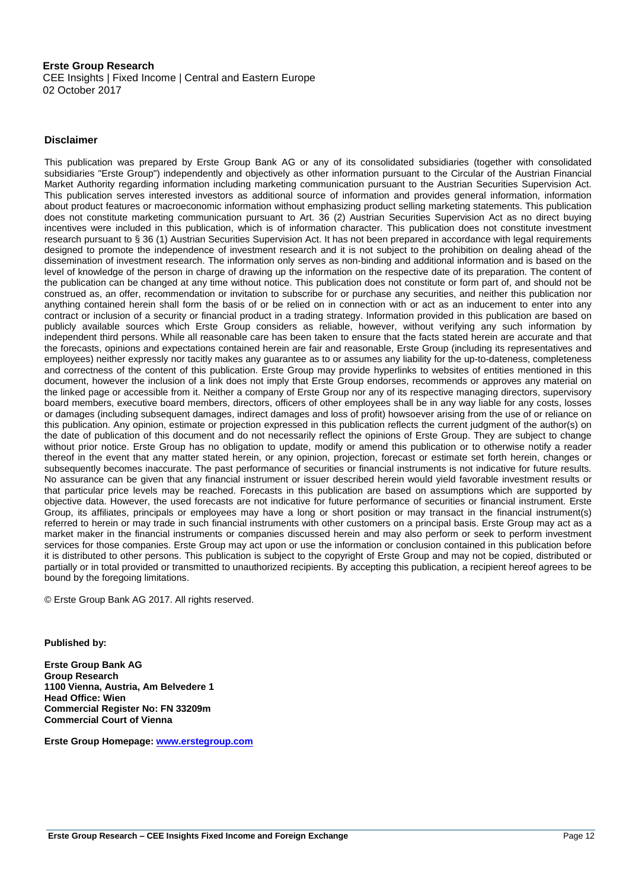## Disclaimer

This publication was prepared by Erste Group Bank AG or any of its consolidated subsidiaries (together with consolidated subsidiaries "Erste Group") independently and objectively as other information pursuant to the Circular of the Austrian Financial Market Authority regarding information including marketing communication pursuant to the Austrian Securities Supervision Act. This publication serves interested investors as additional source of information and provides general information, information about product features or macroeconomic information without emphasizing product selling marketing statements. This publication does not constitute marketing communication pursuant to Art. 36 (2) Austrian Securities Supervision Act as no direct buying incentives were included in this publication, which is of information character. This publication does not constitute investment research pursuant to § 36 (1) Austrian Securities Supervision Act. It has not been prepared in accordance with legal requirements designed to promote the independence of investment research and it is not subject to the prohibition on dealing ahead of the dissemination of investment research. The information only serves as non-binding and additional information and is based on the level of knowledge of the person in charge of drawing up the information on the respective date of its preparation. The content of the publication can be changed at any time without notice. This publication does not constitute or form part of, and should not be construed as, an offer, recommendation or invitation to subscribe for or purchase any securities, and neither this publication nor anything contained herein shall form the basis of or be relied on in connection with or act as an inducement to enter into any contract or inclusion of a security or financial product in a trading strategy. Information provided in this publication are based on publicly available sources which Erste Group considers as reliable, however, without verifying any such information by independent third persons. While all reasonable care has been taken to ensure that the facts stated herein are accurate and that the forecasts, opinions and expectations contained herein are fair and reasonable, Erste Group (including its representatives and employees) neither expressly nor tacitly makes any guarantee as to or assumes any liability for the up-to-dateness, completeness and correctness of the content of this publication. Erste Group may provide hyperlinks to websites of entities mentioned in this document, however the inclusion of a link does not imply that Erste Group endorses, recommends or approves any material on the linked page or accessible from it. Neither a company of Erste Group nor any of its respective managing directors, supervisory board members, executive board members, directors, officers of other employees shall be in any way liable for any costs, losses or damages (including subsequent damages, indirect damages and loss of profit) howsoever arising from the use of or reliance on this publication. Any opinion, estimate or projection expressed in this publication reflects the current judgment of the author(s) on the date of publication of this document and do not necessarily reflect the opinions of Erste Group. They are subject to change without prior notice. Erste Group has no obligation to update, modify or amend this publication or to otherwise notify a reader thereof in the event that any matter stated herein, or any opinion, projection, forecast or estimate set forth herein, changes or subsequently becomes inaccurate. The past performance of securities or financial instruments is not indicative for future results. No assurance can be given that any financial instrument or issuer described herein would yield favorable investment results or that particular price levels may be reached. Forecasts in this publication are based on assumptions which are supported by objective data. However, the used forecasts are not indicative for future performance of securities or financial instrument. Erste Group, its affiliates, principals or employees may have a long or short position or may transact in the financial instrument(s) referred to herein or may trade in such financial instruments with other customers on a principal basis. Erste Group may act as a market maker in the financial instruments or companies discussed herein and may also perform or seek to perform investment services for those companies. Erste Group may act upon or use the information or conclusion contained in this publication before it is distributed to other persons. This publication is subject to the copyright of Erste Group and may not be copied, distributed or partially or in total provided or transmitted to unauthorized recipients. By accepting this publication, a recipient hereof agrees to be bound by the foregoing limitations.

© Erste Group Bank AG 2017. All rights reserved.

**Published by:**

**Erste Group Bank AG**
**Group Research**
**1100 Vienna, Austria, Am Belvedere 1**
**Head Office: Wien**
**Commercial Register No: FN 33209m**
**Commercial Court of Vienna**

**Erste Group Homepage: [www.erstegroup.com](http://www.erstegroup.com)**